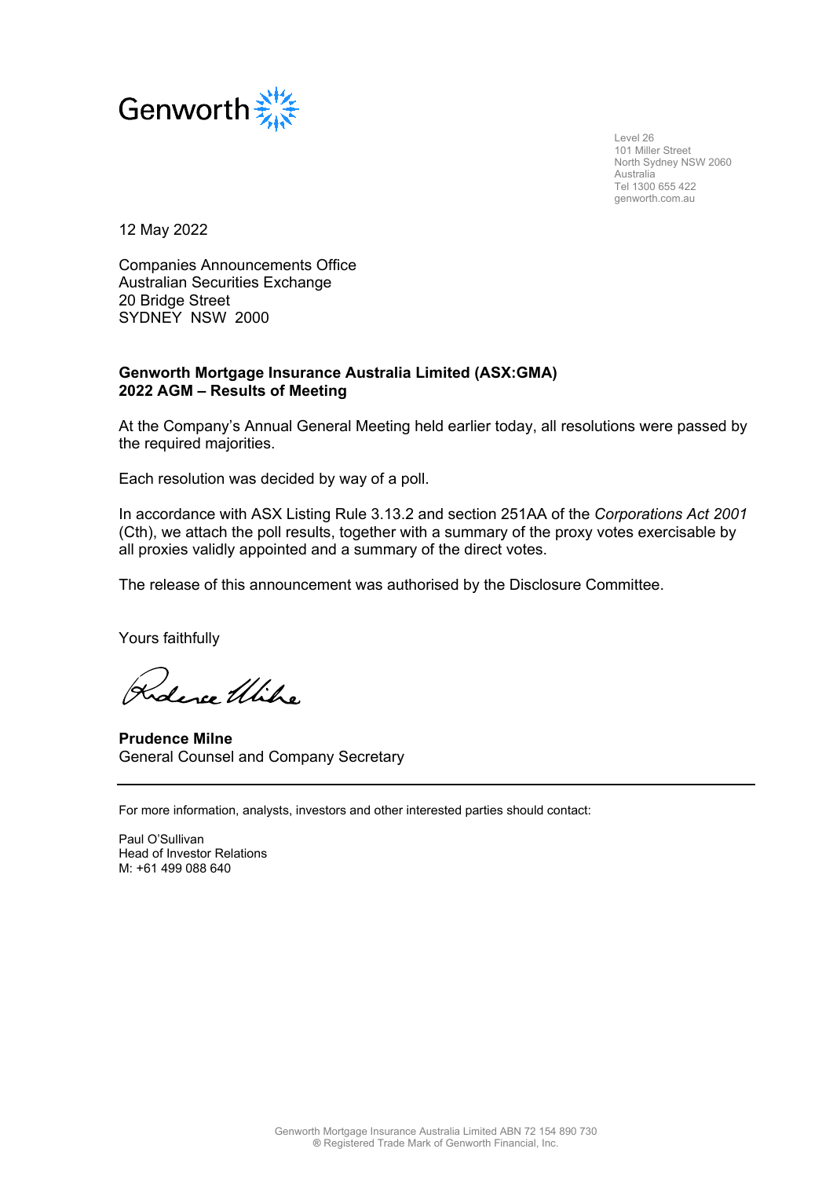Genworth

Level 26
101 Miller Street
North Sydney NSW 2060
Australia
Tel 1300 655 422
genworth.com.au

12 May 2022

Companies Announcements Office
Australian Securities Exchange
20 Bridge Street
SYDNEY NSW 2000

**Genworth Mortgage Insurance Australia Limited (ASX:GMA)**
**2022 AGM – Results of Meeting**

At the Company's Annual General Meeting held earlier today, all resolutions were passed by the required majorities.

Each resolution was decided by way of a poll.

In accordance with ASX Listing Rule 3.13.2 and section 251AA of the *Corporations Act 2001* (Cth), we attach the poll results, together with a summary of the proxy votes exercisable by all proxies validly appointed and a summary of the direct votes.

The release of this announcement was authorised by the Disclosure Committee.

Yours faithfully

**Prudence Milne**
General Counsel and Company Secretary

---

For more information, analysts, investors and other interested parties should contact:

Paul O'Sullivan
Head of Investor Relations
M: +61 499 088 640

Genworth Mortgage Insurance Australia Limited ABN 72 154 890 730
® Registered Trade Mark of Genworth Financial, Inc.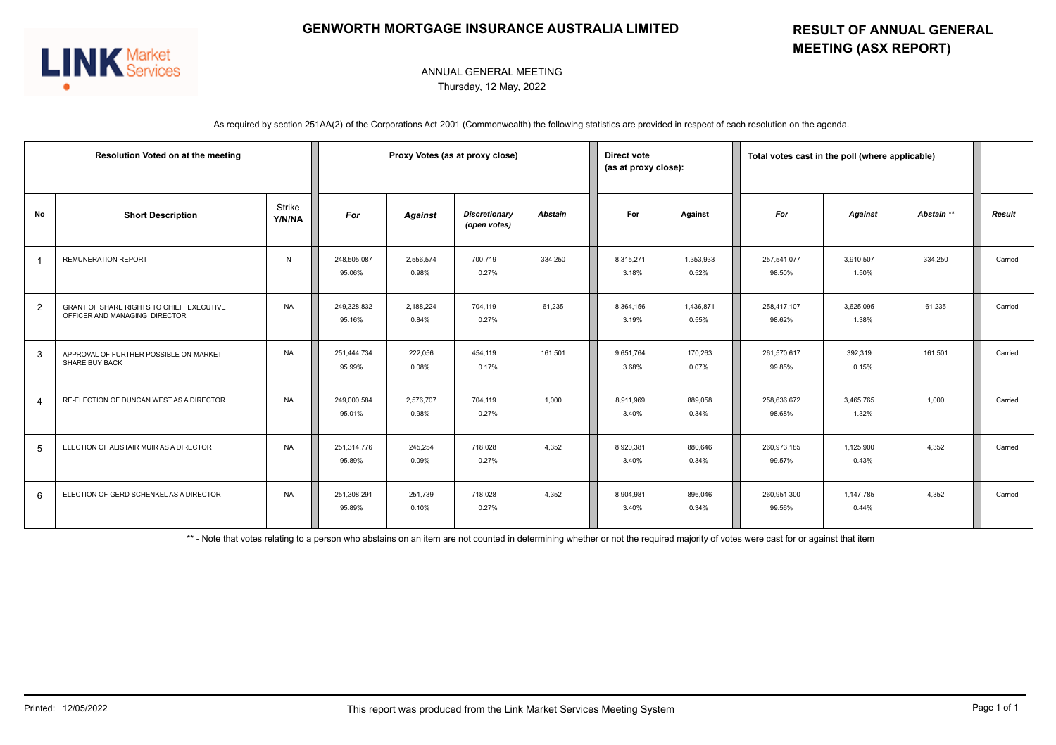# GENWORTH MORTGAGE INSURANCE AUSTRALIA LIMITED

## RESULT OF ANNUAL GENERAL MEETING (ASX REPORT)

ANNUAL GENERAL MEETING
Thursday, 12 May, 2022

As required by section 251AA(2) of the Corporations Act 2001 (Commonwealth) the following statistics are provided in respect of each resolution on the agenda.

| Resolution Voted on at the meeting | | | Proxy Votes (as at proxy close) | | | | Direct vote (as at proxy close): | | Total votes cast in the poll (where applicable) | | | |
|---|---|---|---|---|---|---|---|---|---|---|---|---|
| **No** | **Short Description** | **Strike Y/N/NA** | ***For*** | ***Against*** | ***Discretionary (open votes)*** | ***Abstain*** | **For** | **Against** | ***For*** | ***Against*** | ***Abstain \*\**** | ***Result*** |
| 1 | REMUNERATION REPORT | N | 248,505,087 95.06% | 2,556,574 0.98% | 700,719 0.27% | 334,250 | 8,315,271 3.18% | 1,353,933 0.52% | 257,541,077 98.50% | 3,910,507 1.50% | 334,250 | Carried |
| 2 | GRANT OF SHARE RIGHTS TO CHIEF EXECUTIVE OFFICER AND MANAGING DIRECTOR | NA | 249,328,832 95.16% | 2,188,224 0.84% | 704,119 0.27% | 61,235 | 8,364,156 3.19% | 1,436,871 0.55% | 258,417,107 98.62% | 3,625,095 1.38% | 61,235 | Carried |
| 3 | APPROVAL OF FURTHER POSSIBLE ON-MARKET SHARE BUY BACK | NA | 251,444,734 95.99% | 222,056 0.08% | 454,119 0.17% | 161,501 | 9,651,764 3.68% | 170,263 0.07% | 261,570,617 99.85% | 392,319 0.15% | 161,501 | Carried |
| 4 | RE-ELECTION OF DUNCAN WEST AS A DIRECTOR | NA | 249,000,584 95.01% | 2,576,707 0.98% | 704,119 0.27% | 1,000 | 8,911,969 3.40% | 889,058 0.34% | 258,636,672 98.68% | 3,465,765 1.32% | 1,000 | Carried |
| 5 | ELECTION OF ALISTAIR MUIR AS A DIRECTOR | NA | 251,314,776 95.89% | 245,254 0.09% | 718,028 0.27% | 4,352 | 8,920,381 3.40% | 880,646 0.34% | 260,973,185 99.57% | 1,125,900 0.43% | 4,352 | Carried |
| 6 | ELECTION OF GERD SCHENKEL AS A DIRECTOR | NA | 251,308,291 95.89% | 251,739 0.10% | 718,028 0.27% | 4,352 | 8,904,981 3.40% | 896,046 0.34% | 260,951,300 99.56% | 1,147,785 0.44% | 4,352 | Carried |

** - Note that votes relating to a person who abstains on an item are not counted in determining whether or not the required majority of votes were cast for or against that item

Printed: 12/05/2022

This report was produced from the Link Market Services Meeting System